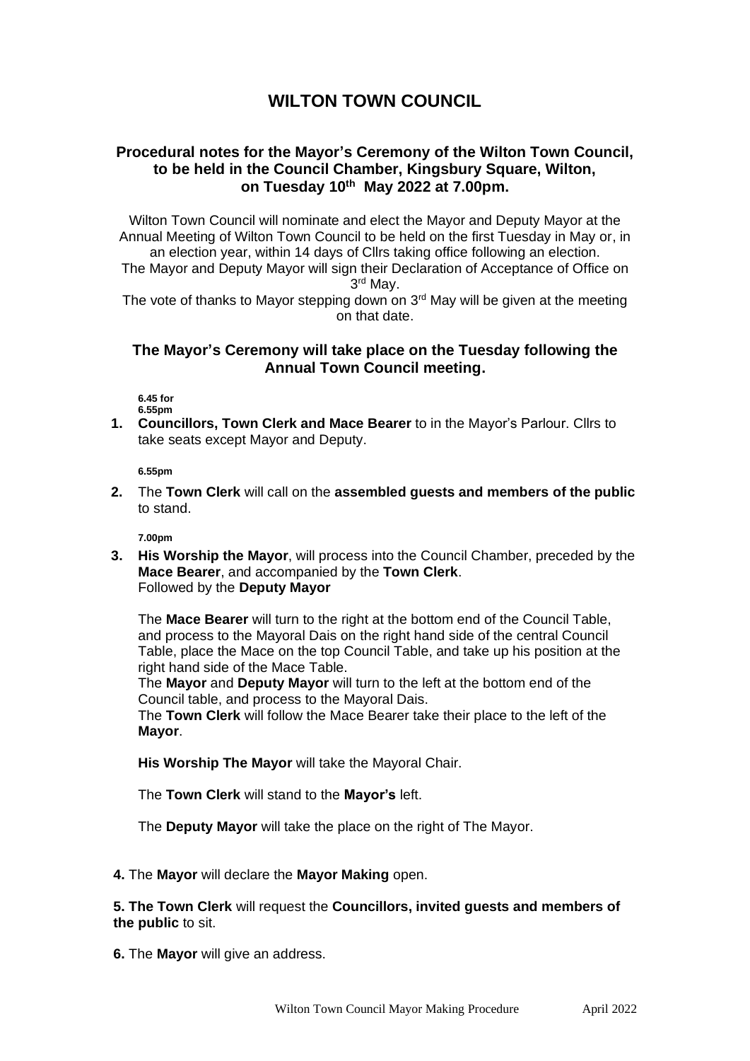# WILTON TOWN COUNCIL

### Procedural notes for the Mayor's Ceremony of the Wilton Town Council, to be held in the Council Chamber, Kingsbury Square, Wilton, on Tuesday 10th May 2022 at 7.00pm.

Wilton Town Council will nominate and elect the Mayor and Deputy Mayor at the Annual Meeting of Wilton Town Council to be held on the first Tuesday in May or, in an election year, within 14 days of Cllrs taking office following an election.
The Mayor and Deputy Mayor will sign their Declaration of Acceptance of Office on 3rd May.
The vote of thanks to Mayor stepping down on 3rd May will be given at the meeting on that date.

### The Mayor's Ceremony will take place on the Tuesday following the Annual Town Council meeting.

**6.45 for 6.55pm**

1. **Councillors, Town Clerk and Mace Bearer** to in the Mayor's Parlour. Cllrs to take seats except Mayor and Deputy.

**6.55pm**

2. The **Town Clerk** will call on the **assembled guests and members of the public** to stand.

**7.00pm**

3. **His Worship the Mayor**, will process into the Council Chamber, preceded by the **Mace Bearer**, and accompanied by the **Town Clerk**.
   Followed by the **Deputy Mayor**

   The **Mace Bearer** will turn to the right at the bottom end of the Council Table, and process to the Mayoral Dais on the right hand side of the central Council Table, place the Mace on the top Council Table, and take up his position at the right hand side of the Mace Table.
   The **Mayor** and **Deputy Mayor** will turn to the left at the bottom end of the Council table, and process to the Mayoral Dais.
   The **Town Clerk** will follow the Mace Bearer take their place to the left of the **Mayor**.

   **His Worship The Mayor** will take the Mayoral Chair.

   The **Town Clerk** will stand to the **Mayor's** left.

   The **Deputy Mayor** will take the place on the right of The Mayor.

4. The **Mayor** will declare the **Mayor Making** open.

5. **The Town Clerk** will request the **Councillors, invited guests and members of the public** to sit.

6. The **Mayor** will give an address.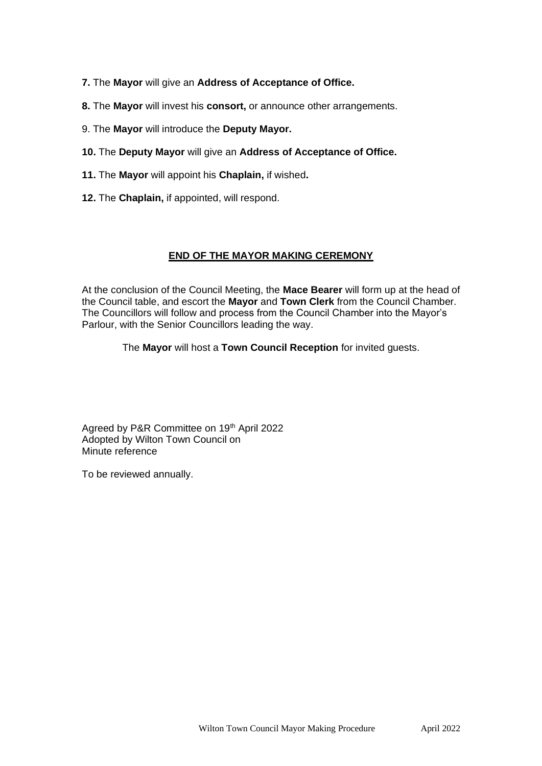**7.** The **Mayor** will give an **Address of Acceptance of Office.**

**8.** The **Mayor** will invest his **consort,** or announce other arrangements.

9. The **Mayor** will introduce the **Deputy Mayor.**

**10.** The **Deputy Mayor** will give an **Address of Acceptance of Office.**

**11.** The **Mayor** will appoint his **Chaplain,** if wished**.**

**12.** The **Chaplain,** if appointed, will respond.

## END OF THE MAYOR MAKING CEREMONY

At the conclusion of the Council Meeting, the **Mace Bearer** will form up at the head of the Council table, and escort the **Mayor** and **Town Clerk** from the Council Chamber. The Councillors will follow and process from the Council Chamber into the Mayor's Parlour, with the Senior Councillors leading the way.

The **Mayor** will host a **Town Council Reception** for invited guests.

Agreed by P&R Committee on 19th April 2022
Adopted by Wilton Town Council on
Minute reference

To be reviewed annually.